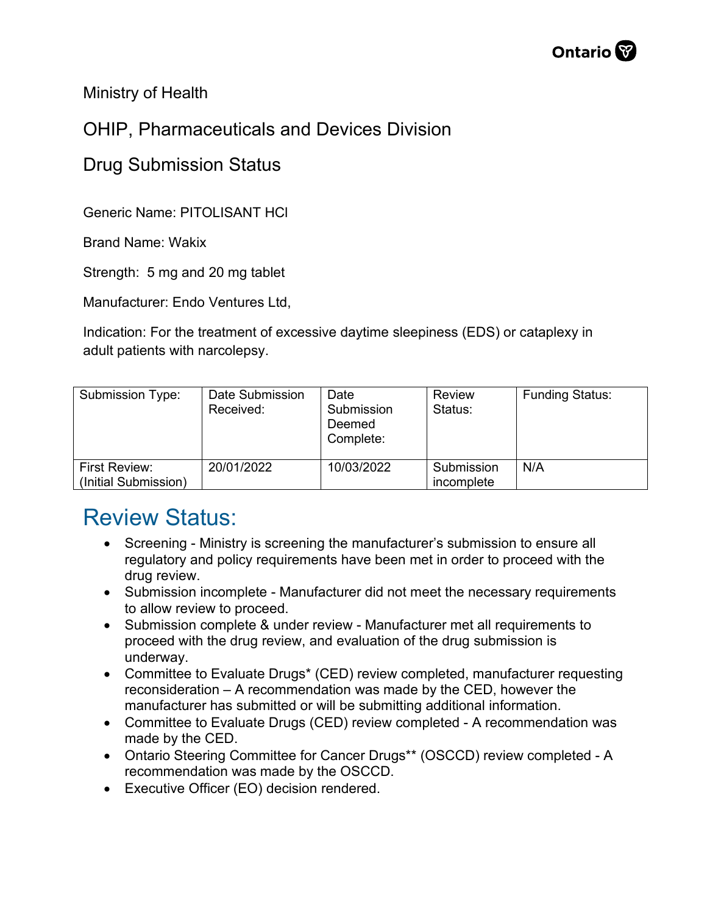Ministry of Health

OHIP, Pharmaceuticals and Devices Division

Drug Submission Status

Generic Name: PITOLISANT HCl

Brand Name: Wakix

Strength: 5 mg and 20 mg tablet

Manufacturer: Endo Ventures Ltd,

Indication: For the treatment of excessive daytime sleepiness (EDS) or cataplexy in adult patients with narcolepsy.

| Submission Type: | Date Submission Received: | Date Submission Deemed Complete: | Review Status: | Funding Status: |
|---|---|---|---|---|
| First Review: (Initial Submission) | 20/01/2022 | 10/03/2022 | Submission incomplete | N/A |

## Review Status:

- Screening - Ministry is screening the manufacturer's submission to ensure all regulatory and policy requirements have been met in order to proceed with the drug review.
- Submission incomplete - Manufacturer did not meet the necessary requirements to allow review to proceed.
- Submission complete & under review - Manufacturer met all requirements to proceed with the drug review, and evaluation of the drug submission is underway.
- Committee to Evaluate Drugs* (CED) review completed, manufacturer requesting reconsideration – A recommendation was made by the CED, however the manufacturer has submitted or will be submitting additional information.
- Committee to Evaluate Drugs (CED) review completed - A recommendation was made by the CED.
- Ontario Steering Committee for Cancer Drugs** (OSCCD) review completed - A recommendation was made by the OSCCD.
- Executive Officer (EO) decision rendered.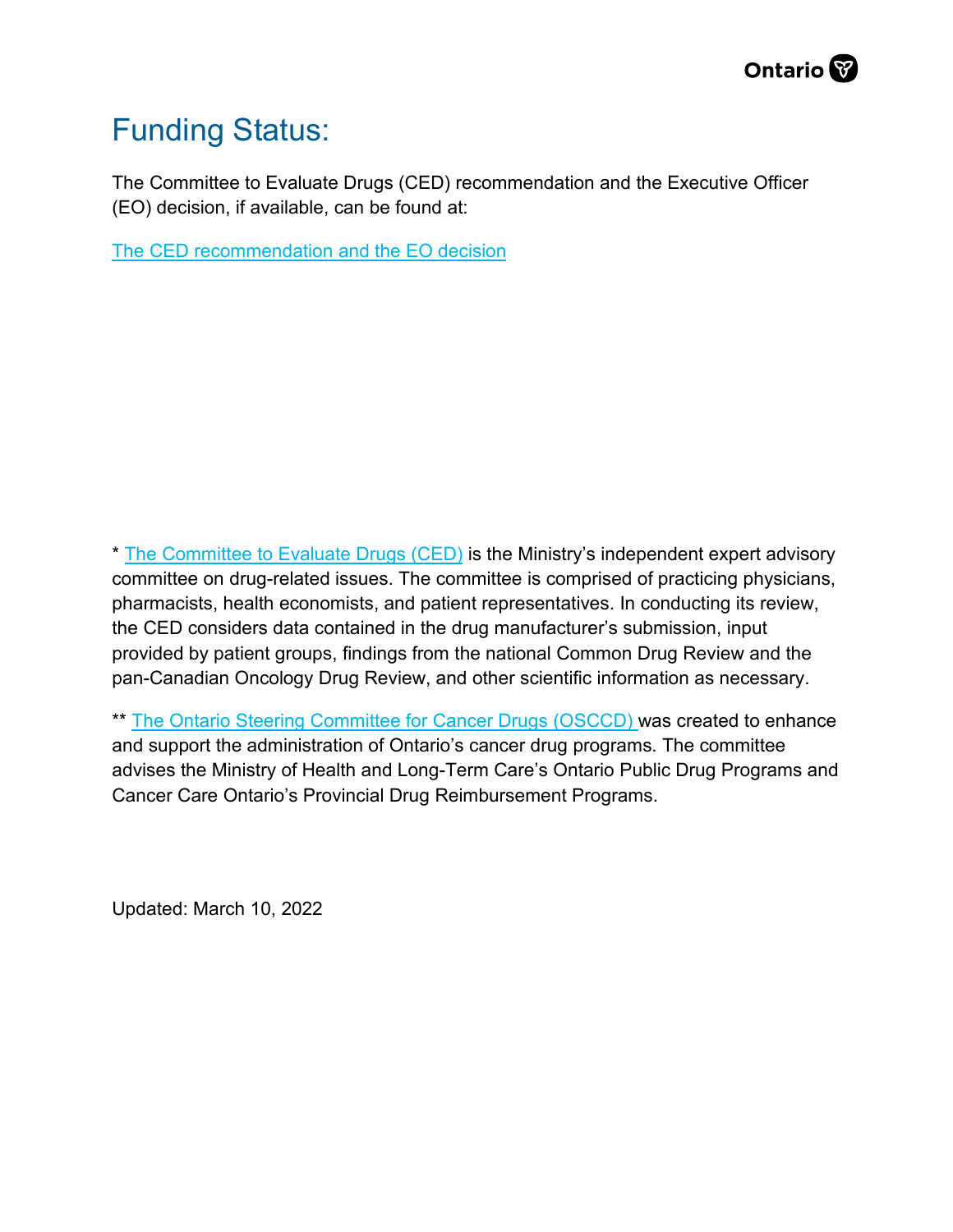# Funding Status:

The Committee to Evaluate Drugs (CED) recommendation and the Executive Officer (EO) decision, if available, can be found at:

The CED recommendation and the EO decision

* The Committee to Evaluate Drugs (CED) is the Ministry's independent expert advisory committee on drug-related issues. The committee is comprised of practicing physicians, pharmacists, health economists, and patient representatives. In conducting its review, the CED considers data contained in the drug manufacturer's submission, input provided by patient groups, findings from the national Common Drug Review and the pan-Canadian Oncology Drug Review, and other scientific information as necessary.

** The Ontario Steering Committee for Cancer Drugs (OSCCD) was created to enhance and support the administration of Ontario's cancer drug programs. The committee advises the Ministry of Health and Long-Term Care's Ontario Public Drug Programs and Cancer Care Ontario's Provincial Drug Reimbursement Programs.

Updated: March 10, 2022